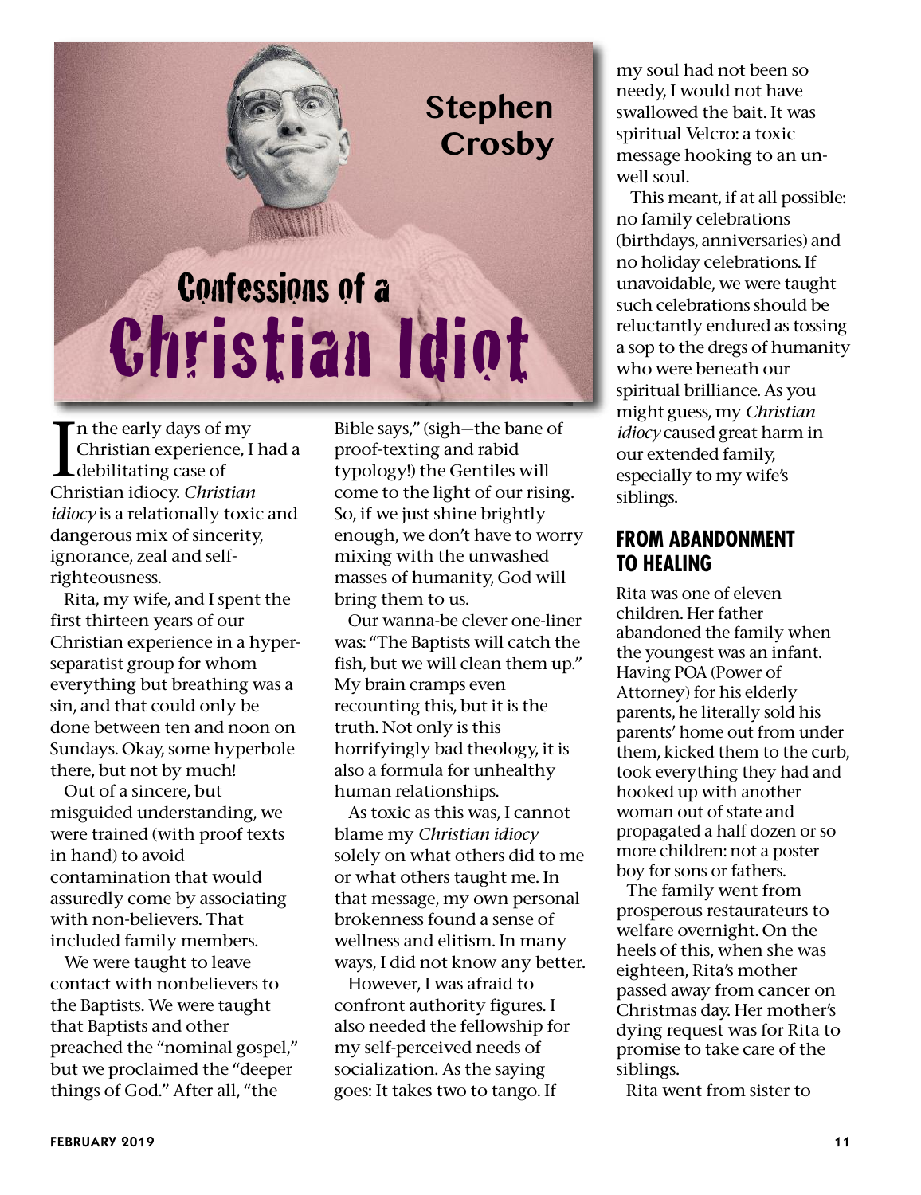# Confessions of a Christian Idiot

**Stephen Crosby**

In the early days of my Christian experience, I had a debilitating case of Christian idiocy. *Christian idiocy* is a relationally toxic and dangerous mix of sincerity, ignorance, zeal and self-righteousness.

Rita, my wife, and I spent the first thirteen years of our Christian experience in a hyper-separatist group for whom everything but breathing was a sin, and that could only be done between ten and noon on Sundays. Okay, some hyperbole there, but not by much!

Out of a sincere, but misguided understanding, we were trained (with proof texts in hand) to avoid contamination that would assuredly come by associating with non-believers. That included family members.

We were taught to leave contact with nonbelievers to the Baptists. We were taught that Baptists and other preached the "nominal gospel," but we proclaimed the "deeper things of God." After all, "the Bible says," (sigh—the bane of proof-texting and rabid typology!) the Gentiles will come to the light of our rising. So, if we just shine brightly enough, we don't have to worry mixing with the unwashed masses of humanity, God will bring them to us.

Our wanna-be clever one-liner was: "The Baptists will catch the fish, but we will clean them up." My brain cramps even recounting this, but it is the truth. Not only is this horrifyingly bad theology, it is also a formula for unhealthy human relationships.

As toxic as this was, I cannot blame my *Christian idiocy* solely on what others did to me or what others taught me. In that message, my own personal brokenness found a sense of wellness and elitism. In many ways, I did not know any better.

However, I was afraid to confront authority figures. I also needed the fellowship for my self-perceived needs of socialization. As the saying goes: It takes two to tango. If my soul had not been so needy, I would not have swallowed the bait. It was spiritual Velcro: a toxic message hooking to an un-well soul.

This meant, if at all possible: no family celebrations (birthdays, anniversaries) and no holiday celebrations. If unavoidable, we were taught such celebrations should be reluctantly endured as tossing a sop to the dregs of humanity who were beneath our spiritual brilliance. As you might guess, my *Christian idiocy* caused great harm in our extended family, especially to my wife's siblings.

## FROM ABANDONMENT TO HEALING

Rita was one of eleven children. Her father abandoned the family when the youngest was an infant. Having POA (Power of Attorney) for his elderly parents, he literally sold his parents' home out from under them, kicked them to the curb, took everything they had and hooked up with another woman out of state and propagated a half dozen or so more children: not a poster boy for sons or fathers.

The family went from prosperous restaurateurs to welfare overnight. On the heels of this, when she was eighteen, Rita's mother passed away from cancer on Christmas day. Her mother's dying request was for Rita to promise to take care of the siblings.

Rita went from sister to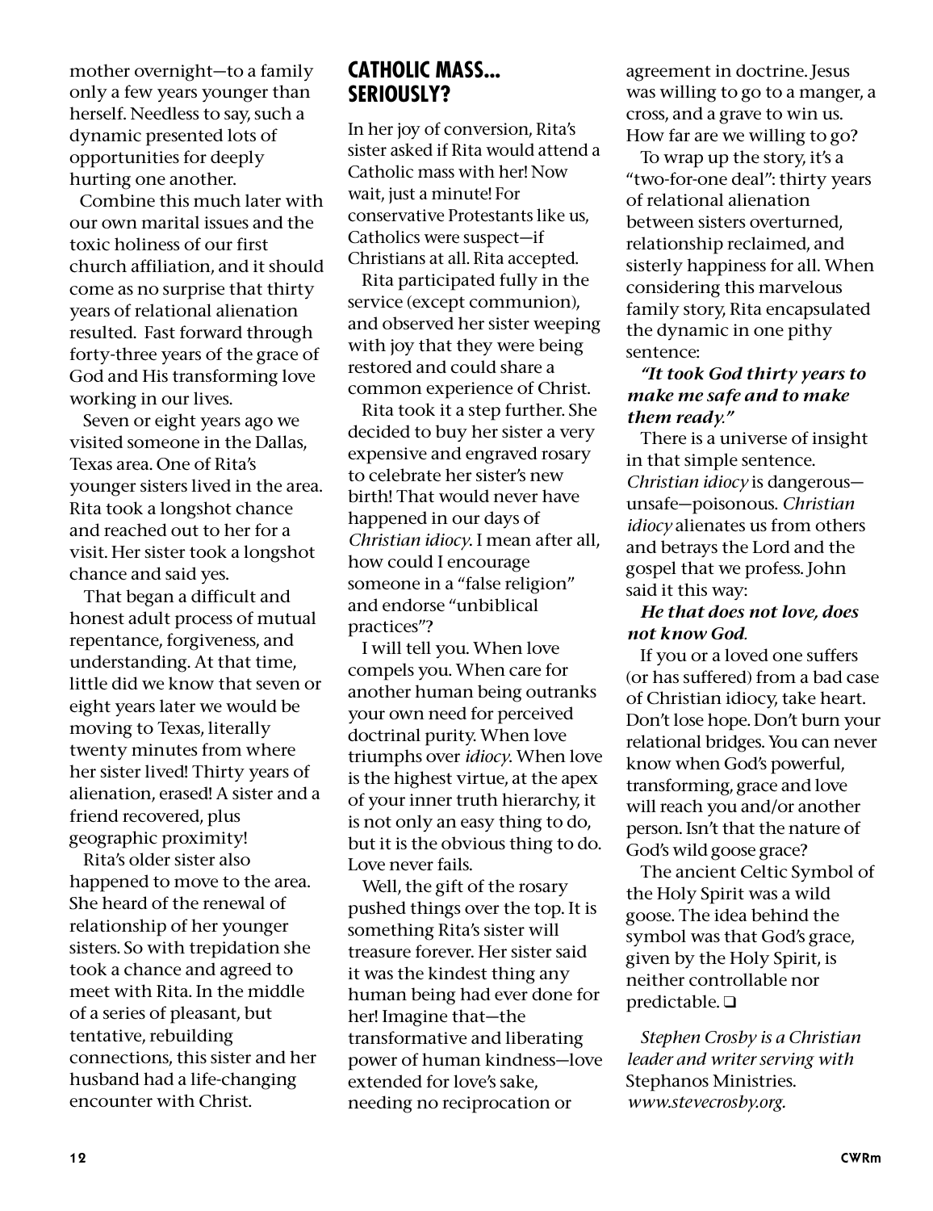mother overnight—to a family only a few years younger than herself. Needless to say, such a dynamic presented lots of opportunities for deeply hurting one another.

Combine this much later with our own marital issues and the toxic holiness of our first church affiliation, and it should come as no surprise that thirty years of relational alienation resulted. Fast forward through forty-three years of the grace of God and His transforming love working in our lives.

Seven or eight years ago we visited someone in the Dallas, Texas area. One of Rita's younger sisters lived in the area. Rita took a longshot chance and reached out to her for a visit. Her sister took a longshot chance and said yes.

That began a difficult and honest adult process of mutual repentance, forgiveness, and understanding. At that time, little did we know that seven or eight years later we would be moving to Texas, literally twenty minutes from where her sister lived! Thirty years of alienation, erased! A sister and a friend recovered, plus geographic proximity!

Rita's older sister also happened to move to the area. She heard of the renewal of relationship of her younger sisters. So with trepidation she took a chance and agreed to meet with Rita. In the middle of a series of pleasant, but tentative, rebuilding connections, this sister and her husband had a life-changing encounter with Christ.

## CATHOLIC MASS… SERIOUSLY?

In her joy of conversion, Rita's sister asked if Rita would attend a Catholic mass with her! Now wait, just a minute! For conservative Protestants like us, Catholics were suspect—if Christians at all. Rita accepted.

Rita participated fully in the service (except communion), and observed her sister weeping with joy that they were being restored and could share a common experience of Christ.

Rita took it a step further. She decided to buy her sister a very expensive and engraved rosary to celebrate her sister's new birth! That would never have happened in our days of *Christian idiocy*. I mean after all, how could I encourage someone in a "false religion" and endorse "unbiblical practices"?

I will tell you. When love compels you. When care for another human being outranks your own need for perceived doctrinal purity. When love triumphs over *idiocy*. When love is the highest virtue, at the apex of your inner truth hierarchy, it is not only an easy thing to do, but it is the obvious thing to do. Love never fails.

Well, the gift of the rosary pushed things over the top. It is something Rita's sister will treasure forever. Her sister said it was the kindest thing any human being had ever done for her! Imagine that—the transformative and liberating power of human kindness—love extended for love's sake, needing no reciprocation or agreement in doctrine. Jesus was willing to go to a manger, a cross, and a grave to win us. How far are we willing to go?

To wrap up the story, it's a "two-for-one deal": thirty years of relational alienation between sisters overturned, relationship reclaimed, and sisterly happiness for all. When considering this marvelous family story, Rita encapsulated the dynamic in one pithy sentence:

***"It took God thirty years to make me safe and to make them ready."***

There is a universe of insight in that simple sentence. *Christian idiocy* is dangerous—unsafe—poisonous. *Christian idiocy* alienates us from others and betrays the Lord and the gospel that we profess. John said it this way:

***He that does not love, does not know God.***

If you or a loved one suffers (or has suffered) from a bad case of Christian idiocy, take heart. Don't lose hope. Don't burn your relational bridges. You can never know when God's powerful, transforming, grace and love will reach you and/or another person. Isn't that the nature of God's wild goose grace?

The ancient Celtic Symbol of the Holy Spirit was a wild goose. The idea behind the symbol was that God's grace, given by the Holy Spirit, is neither controllable nor predictable. ❑

*Stephen Crosby is a Christian leader and writer serving with* Stephanos Ministries. *www.stevecrosby.org.*